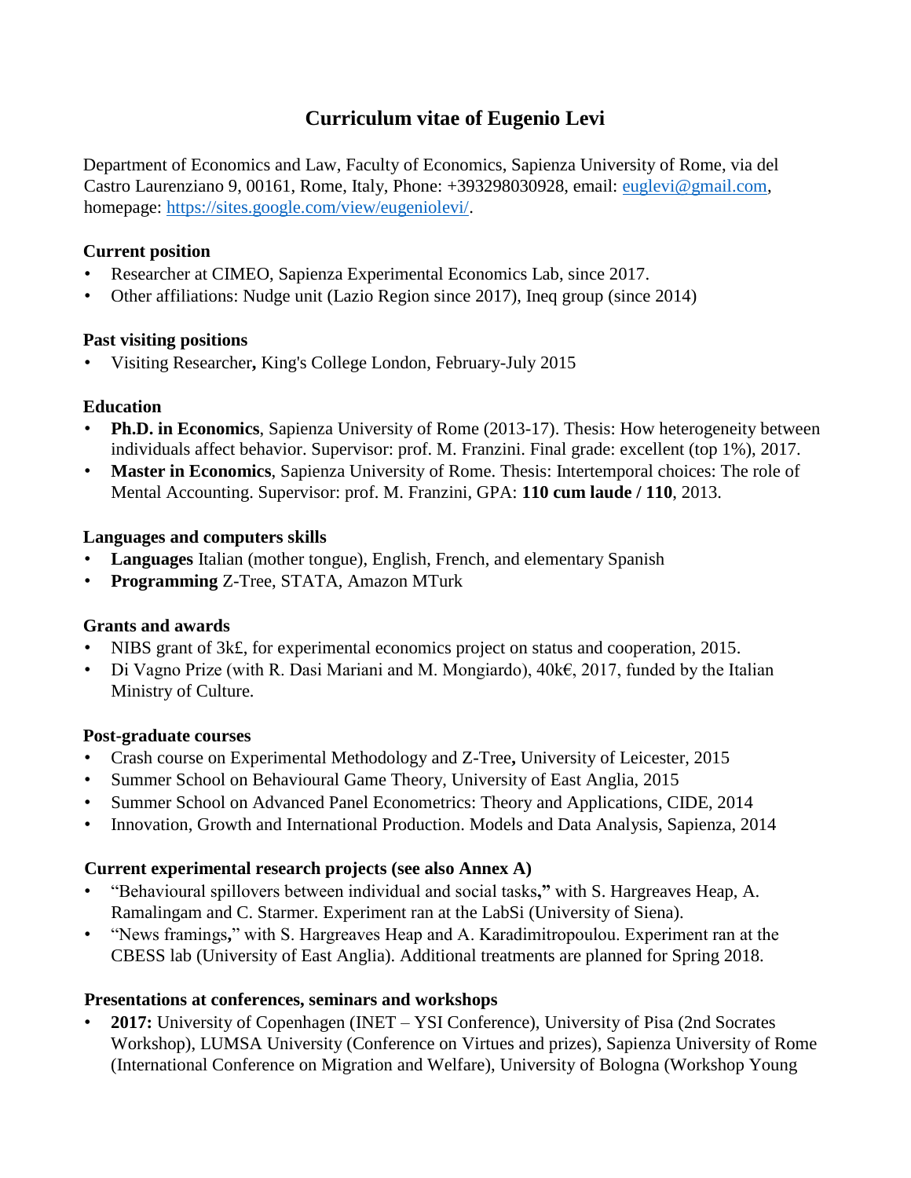# Curriculum vitae of Eugenio Levi

Department of Economics and Law, Faculty of Economics, Sapienza University of Rome, via del Castro Laurenziano 9, 00161, Rome, Italy, Phone: +393298030928, email: euglevi@gmail.com, homepage: https://sites.google.com/view/eugeniolevi/.

## Current position

- Researcher at CIMEO, Sapienza Experimental Economics Lab, since 2017.
- Other affiliations: Nudge unit (Lazio Region since 2017), Ineq group (since 2014)

## Past visiting positions

- Visiting Researcher**,** King's College London, February-July 2015

## Education

- **Ph.D. in Economics**, Sapienza University of Rome (2013-17). Thesis: How heterogeneity between individuals affect behavior. Supervisor: prof. M. Franzini. Final grade: excellent (top 1%), 2017.
- **Master in Economics**, Sapienza University of Rome. Thesis: Intertemporal choices: The role of Mental Accounting. Supervisor: prof. M. Franzini, GPA: **110 cum laude / 110**, 2013.

## Languages and computers skills

- **Languages** Italian (mother tongue), English, French, and elementary Spanish
- **Programming** Z-Tree, STATA, Amazon MTurk

## Grants and awards

- NIBS grant of 3k£, for experimental economics project on status and cooperation, 2015.
- Di Vagno Prize (with R. Dasi Mariani and M. Mongiardo), 40k€, 2017, funded by the Italian Ministry of Culture.

## Post-graduate courses

- Crash course on Experimental Methodology and Z-Tree**,** University of Leicester, 2015
- Summer School on Behavioural Game Theory, University of East Anglia, 2015
- Summer School on Advanced Panel Econometrics: Theory and Applications, CIDE, 2014
- Innovation, Growth and International Production. Models and Data Analysis, Sapienza, 2014

## Current experimental research projects (see also Annex A)

- "Behavioural spillovers between individual and social tasks**,"** with S. Hargreaves Heap, A. Ramalingam and C. Starmer. Experiment ran at the LabSi (University of Siena).
- "News framings**,**" with S. Hargreaves Heap and A. Karadimitropoulou. Experiment ran at the CBESS lab (University of East Anglia). Additional treatments are planned for Spring 2018.

## Presentations at conferences, seminars and workshops

- **2017:** University of Copenhagen (INET – YSI Conference), University of Pisa (2nd Socrates Workshop), LUMSA University (Conference on Virtues and prizes), Sapienza University of Rome (International Conference on Migration and Welfare), University of Bologna (Workshop Young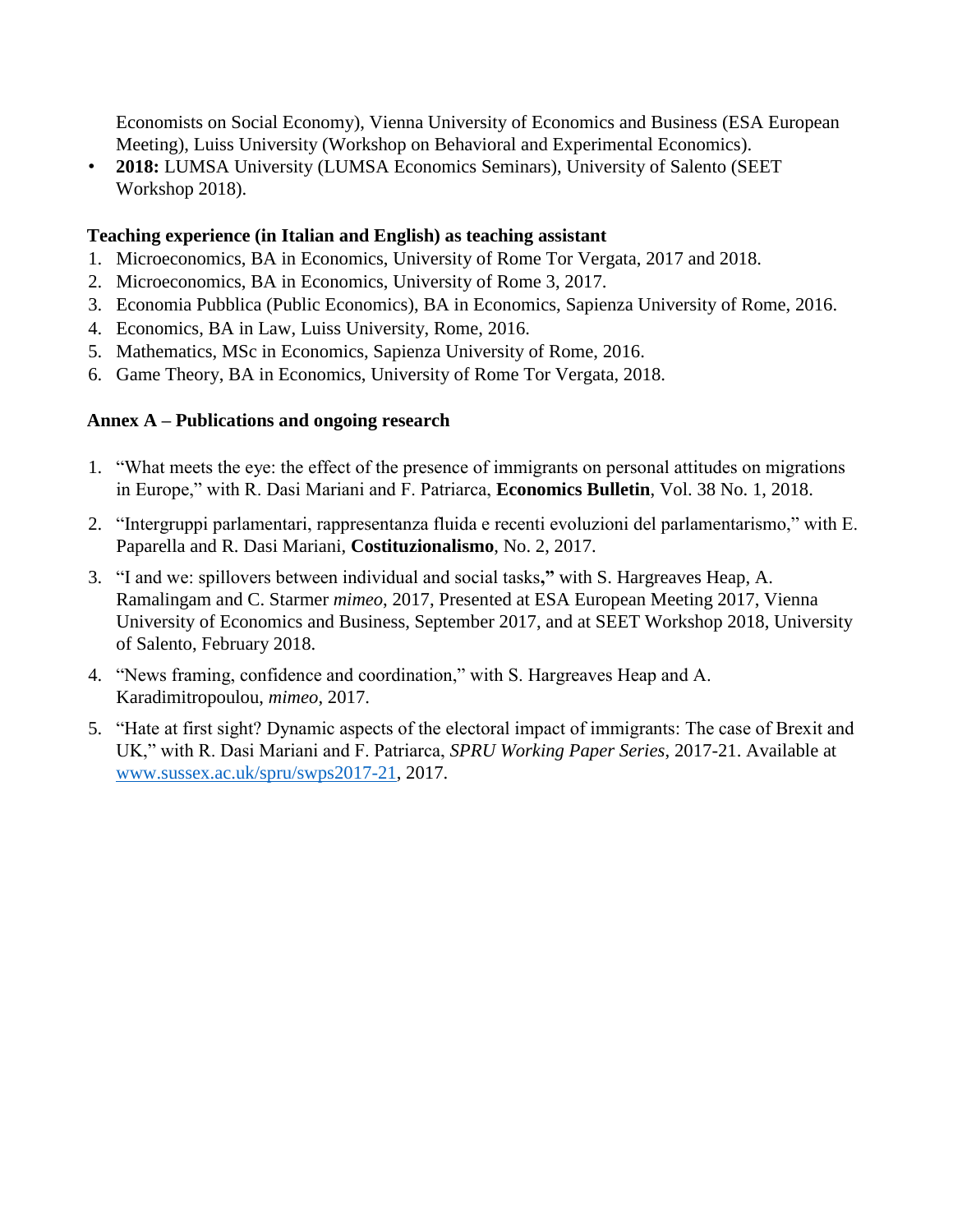Economists on Social Economy), Vienna University of Economics and Business (ESA European Meeting), Luiss University (Workshop on Behavioral and Experimental Economics).

- **2018:** LUMSA University (LUMSA Economics Seminars), University of Salento (SEET Workshop 2018).

**Teaching experience (in Italian and English) as teaching assistant**

1. Microeconomics, BA in Economics, University of Rome Tor Vergata, 2017 and 2018.
2. Microeconomics, BA in Economics, University of Rome 3, 2017.
3. Economia Pubblica (Public Economics), BA in Economics, Sapienza University of Rome, 2016.
4. Economics, BA in Law, Luiss University, Rome, 2016.
5. Mathematics, MSc in Economics, Sapienza University of Rome, 2016.
6. Game Theory, BA in Economics, University of Rome Tor Vergata, 2018.

**Annex A – Publications and ongoing research**

1. "What meets the eye: the effect of the presence of immigrants on personal attitudes on migrations in Europe," with R. Dasi Mariani and F. Patriarca, **Economics Bulletin**, Vol. 38 No. 1, 2018.

2. "Intergruppi parlamentari, rappresentanza fluida e recenti evoluzioni del parlamentarismo," with E. Paparella and R. Dasi Mariani, **Costituzionalismo**, No. 2, 2017.

3. "I and we: spillovers between individual and social tasks**,"** with S. Hargreaves Heap, A. Ramalingam and C. Starmer *mimeo*, 2017, Presented at ESA European Meeting 2017, Vienna University of Economics and Business, September 2017, and at SEET Workshop 2018, University of Salento, February 2018.

4. "News framing, confidence and coordination," with S. Hargreaves Heap and A. Karadimitropoulou, *mimeo*, 2017.

5. "Hate at first sight? Dynamic aspects of the electoral impact of immigrants: The case of Brexit and UK," with R. Dasi Mariani and F. Patriarca, *SPRU Working Paper Series*, 2017-21. Available at www.sussex.ac.uk/spru/swps2017-21, 2017.